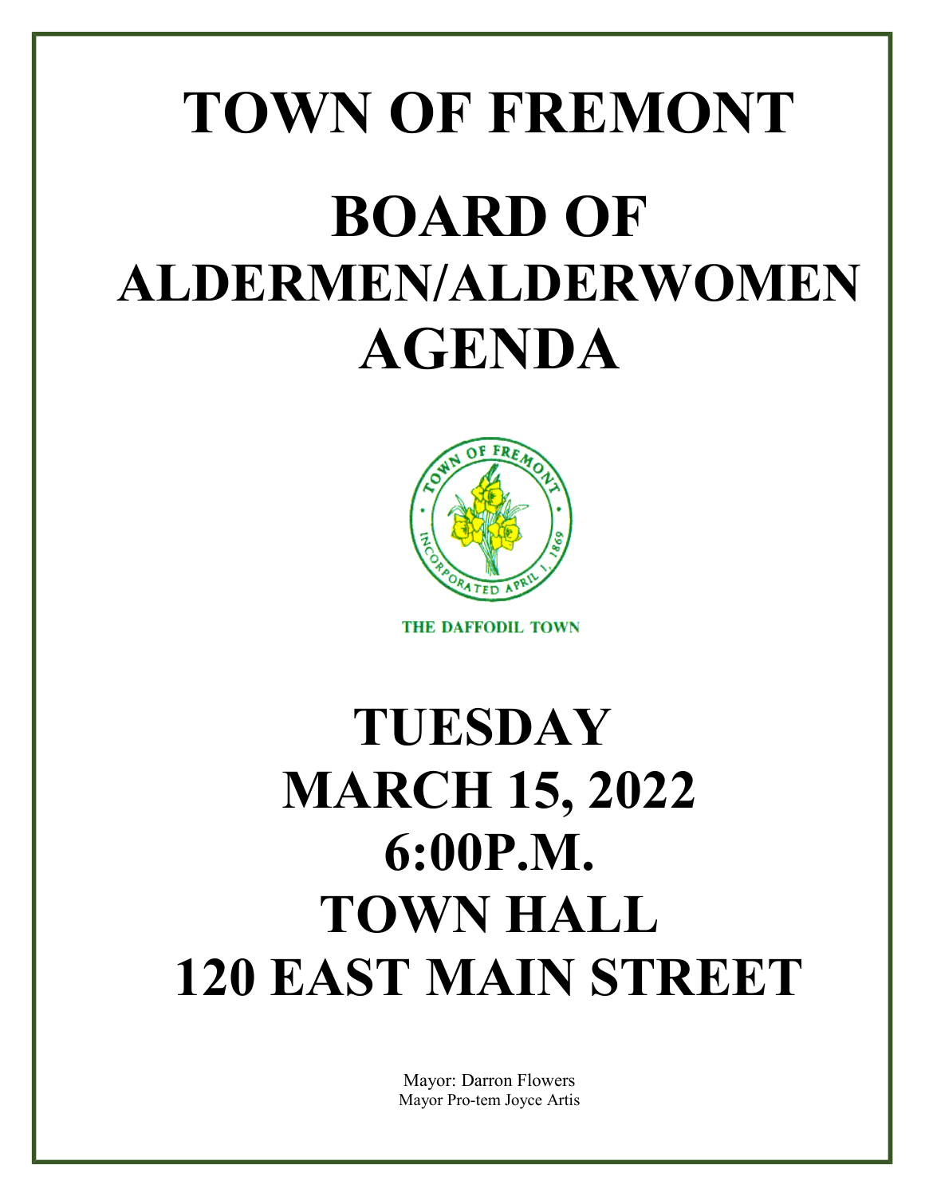# TOWN OF FREMONT

# BOARD OF ALDERMEN/ALDERWOMEN AGENDA

TOWN OF FREMONT

INCORPORATED APRIL 1, 1869

THE DAFFODIL TOWN

# TUESDAY
# MARCH 15, 2022
# 6:00P.M.
# TOWN HALL
# 120 EAST MAIN STREET

Mayor: Darron Flowers
Mayor Pro-tem Joyce Artis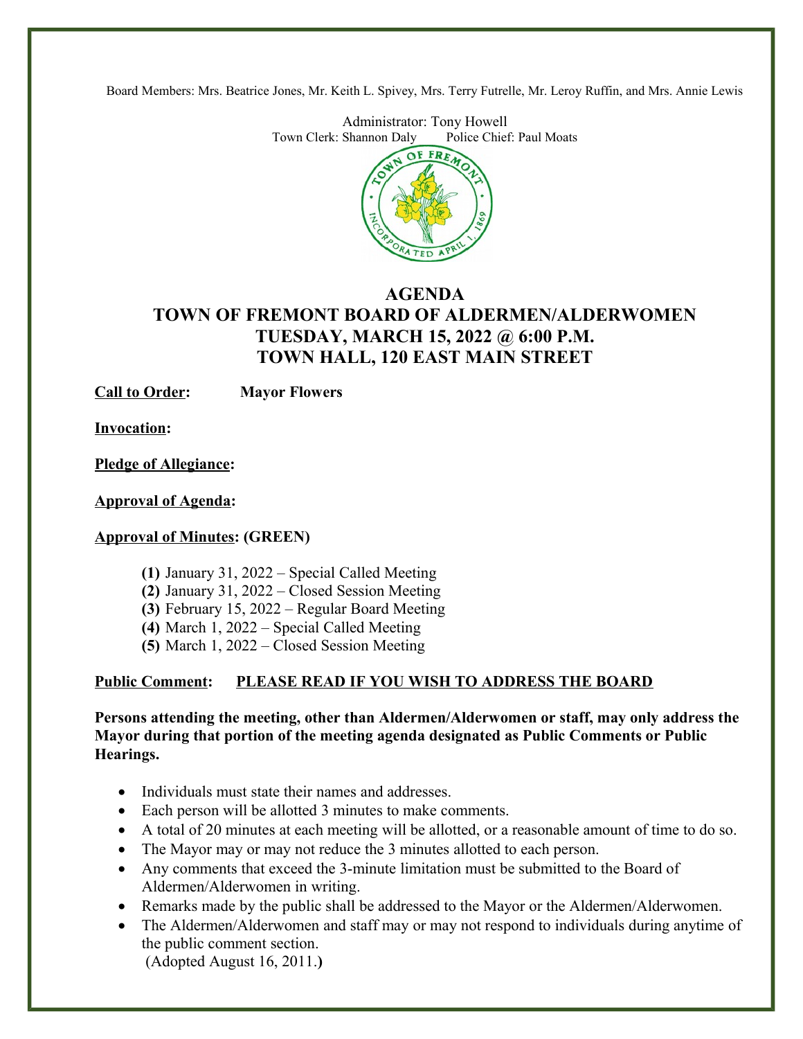Board Members: Mrs. Beatrice Jones, Mr. Keith L. Spivey, Mrs. Terry Futrelle, Mr. Leroy Ruffin, and Mrs. Annie Lewis

Administrator: Tony Howell
Town Clerk: Shannon Daly Police Chief: Paul Moats

# AGENDA
# TOWN OF FREMONT BOARD OF ALDERMEN/ALDERWOMEN
# TUESDAY, MARCH 15, 2022 @ 6:00 P.M.
# TOWN HALL, 120 EAST MAIN STREET

**Call to Order:** **Mayor Flowers**

**Invocation:**

**Pledge of Allegiance:**

**Approval of Agenda:**

**Approval of Minutes: (GREEN)**

**(1)** January 31, 2022 – Special Called Meeting
**(2)** January 31, 2022 – Closed Session Meeting
**(3)** February 15, 2022 – Regular Board Meeting
**(4)** March 1, 2022 – Special Called Meeting
**(5)** March 1, 2022 – Closed Session Meeting

**Public Comment:** **PLEASE READ IF YOU WISH TO ADDRESS THE BOARD**

**Persons attending the meeting, other than Aldermen/Alderwomen or staff, may only address the Mayor during that portion of the meeting agenda designated as Public Comments or Public Hearings.**

- Individuals must state their names and addresses.
- Each person will be allotted 3 minutes to make comments.
- A total of 20 minutes at each meeting will be allotted, or a reasonable amount of time to do so.
- The Mayor may or may not reduce the 3 minutes allotted to each person.
- Any comments that exceed the 3-minute limitation must be submitted to the Board of Aldermen/Alderwomen in writing.
- Remarks made by the public shall be addressed to the Mayor or the Aldermen/Alderwomen.
- The Aldermen/Alderwomen and staff may or may not respond to individuals during anytime of the public comment section.
(Adopted August 16, 2011.**)**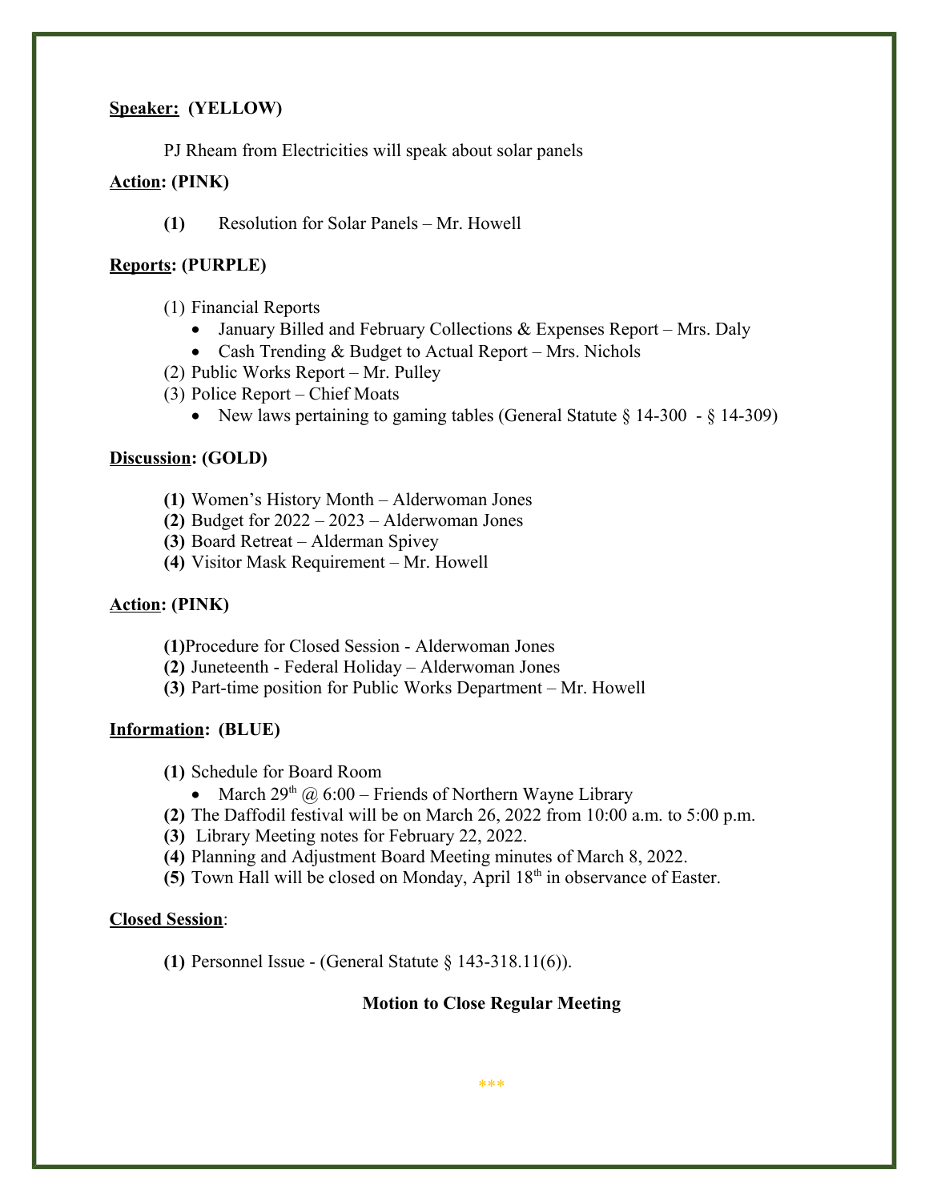**Speaker: (YELLOW)**

PJ Rheam from Electricities will speak about solar panels

**Action: (PINK)**

**(1)** Resolution for Solar Panels – Mr. Howell

**Reports: (PURPLE)**

(1) Financial Reports
- January Billed and February Collections & Expenses Report – Mrs. Daly
- Cash Trending & Budget to Actual Report – Mrs. Nichols

(2) Public Works Report – Mr. Pulley

(3) Police Report – Chief Moats
- New laws pertaining to gaming tables (General Statute § 14-300 - § 14-309)

**Discussion: (GOLD)**

**(1)** Women's History Month – Alderwoman Jones
**(2)** Budget for 2022 – 2023 – Alderwoman Jones
**(3)** Board Retreat – Alderman Spivey
**(4)** Visitor Mask Requirement – Mr. Howell

**Action: (PINK)**

**(1)** Procedure for Closed Session - Alderwoman Jones
**(2)** Juneteenth - Federal Holiday – Alderwoman Jones
**(3)** Part-time position for Public Works Department – Mr. Howell

**Information: (BLUE)**

**(1)** Schedule for Board Room
- March 29th @ 6:00 – Friends of Northern Wayne Library

**(2)** The Daffodil festival will be on March 26, 2022 from 10:00 a.m. to 5:00 p.m.
**(3)** Library Meeting notes for February 22, 2022.
**(4)** Planning and Adjustment Board Meeting minutes of March 8, 2022.
**(5)** Town Hall will be closed on Monday, April 18th in observance of Easter.

**Closed Session:**

**(1)** Personnel Issue - (General Statute § 143-318.11(6)).

**Motion to Close Regular Meeting**

\*\*\*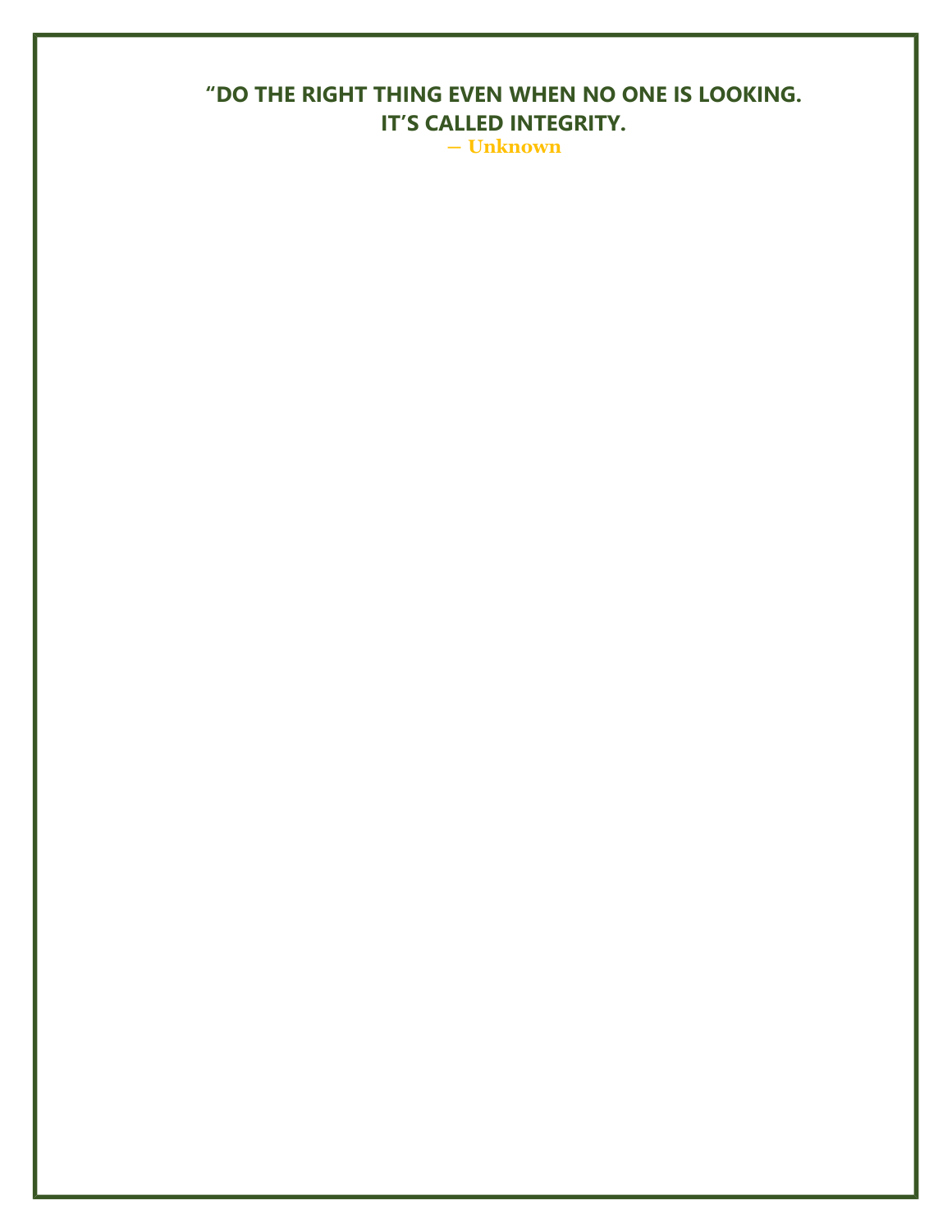**"DO THE RIGHT THING EVEN WHEN NO ONE IS LOOKING. IT'S CALLED INTEGRITY.**

**— Unknown**